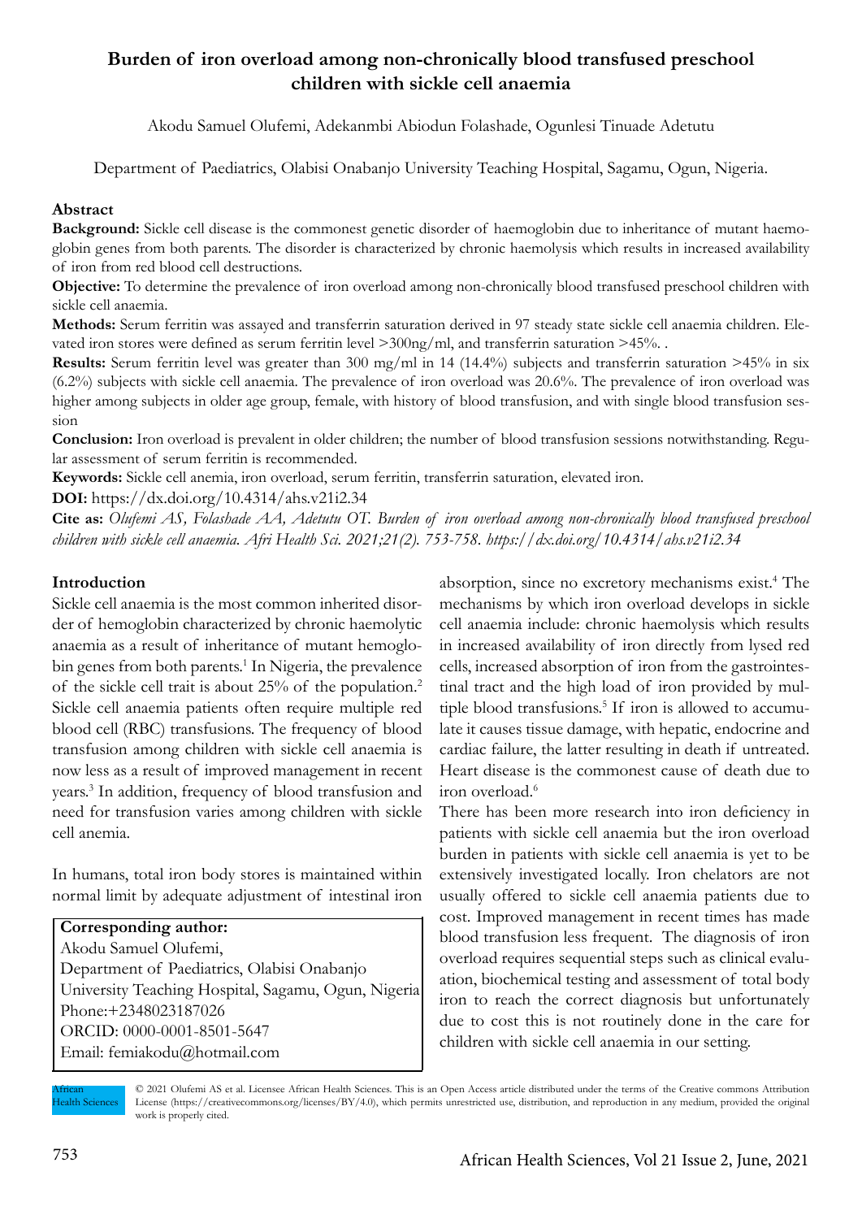# Burden of iron overload among non-chronically blood transfused preschool children with sickle cell anaemia

Akodu Samuel Olufemi, Adekanmbi Abiodun Folashade, Ogunlesi Tinuade Adetutu

Department of Paediatrics, Olabisi Onabanjo University Teaching Hospital, Sagamu, Ogun, Nigeria.

## Abstract

**Background:** Sickle cell disease is the commonest genetic disorder of haemoglobin due to inheritance of mutant haemoglobin genes from both parents. The disorder is characterized by chronic haemolysis which results in increased availability of iron from red blood cell destructions.

**Objective:** To determine the prevalence of iron overload among non-chronically blood transfused preschool children with sickle cell anaemia.

**Methods:** Serum ferritin was assayed and transferrin saturation derived in 97 steady state sickle cell anaemia children. Elevated iron stores were defined as serum ferritin level >300ng/ml, and transferrin saturation >45%. .

**Results:** Serum ferritin level was greater than 300 mg/ml in 14 (14.4%) subjects and transferrin saturation >45% in six (6.2%) subjects with sickle cell anaemia. The prevalence of iron overload was 20.6%. The prevalence of iron overload was higher among subjects in older age group, female, with history of blood transfusion, and with single blood transfusion session

**Conclusion:** Iron overload is prevalent in older children; the number of blood transfusion sessions notwithstanding. Regular assessment of serum ferritin is recommended.

**Keywords:** Sickle cell anemia, iron overload, serum ferritin, transferrin saturation, elevated iron.

**DOI:** https://dx.doi.org/10.4314/ahs.v21i2.34

**Cite as:** *Olufemi AS, Folashade AA, Adetutu OT. Burden of iron overload among non-chronically blood transfused preschool children with sickle cell anaemia. Afri Health Sci. 2021;21(2). 753-758. https://dx.doi.org/10.4314/ahs.v21i2.34*

## Introduction

Sickle cell anaemia is the most common inherited disorder of hemoglobin characterized by chronic haemolytic anaemia as a result of inheritance of mutant hemoglobin genes from both parents.[1] In Nigeria, the prevalence of the sickle cell trait is about 25% of the population.[2] Sickle cell anaemia patients often require multiple red blood cell (RBC) transfusions. The frequency of blood transfusion among children with sickle cell anaemia is now less as a result of improved management in recent years.[3] In addition, frequency of blood transfusion and need for transfusion varies among children with sickle cell anemia.

In humans, total iron body stores is maintained within normal limit by adequate adjustment of intestinal iron absorption, since no excretory mechanisms exist.[4] The mechanisms by which iron overload develops in sickle cell anaemia include: chronic haemolysis which results in increased availability of iron directly from lysed red cells, increased absorption of iron from the gastrointestinal tract and the high load of iron provided by multiple blood transfusions.[5] If iron is allowed to accumulate it causes tissue damage, with hepatic, endocrine and cardiac failure, the latter resulting in death if untreated. Heart disease is the commonest cause of death due to iron overload.[6]

There has been more research into iron deficiency in patients with sickle cell anaemia but the iron overload burden in patients with sickle cell anaemia is yet to be extensively investigated locally. Iron chelators are not usually offered to sickle cell anaemia patients due to cost. Improved management in recent times has made blood transfusion less frequent. The diagnosis of iron overload requires sequential steps such as clinical evaluation, biochemical testing and assessment of total body iron to reach the correct diagnosis but unfortunately due to cost this is not routinely done in the care for children with sickle cell anaemia in our setting.

**Corresponding author:**
Akodu Samuel Olufemi,
Department of Paediatrics, Olabisi Onabanjo University Teaching Hospital, Sagamu, Ogun, Nigeria
Phone:+2348023187026
ORCID: 0000-0001-8501-5647
Email: femiakodu@hotmail.com

© 2021 Olufemi AS et al. Licensee African Health Sciences. This is an Open Access article distributed under the terms of the Creative commons Attribution License (https://creativecommons.org/licenses/BY/4.0), which permits unrestricted use, distribution, and reproduction in any medium, provided the original work is properly cited.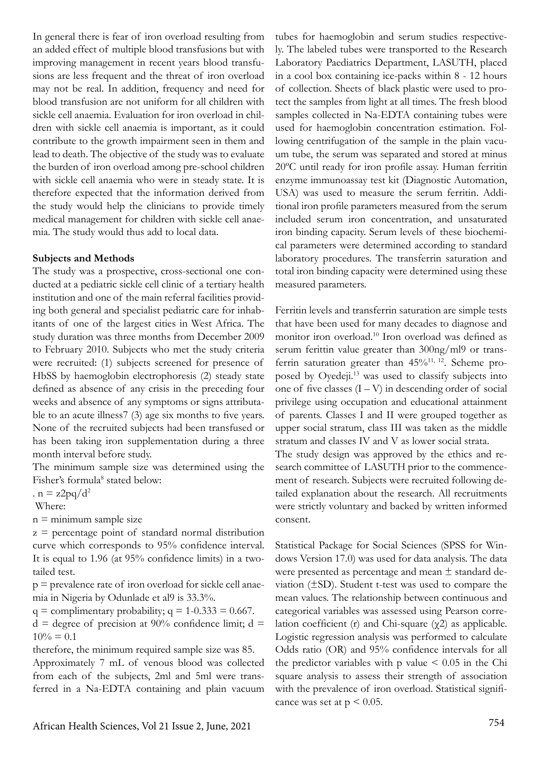In general there is fear of iron overload resulting from an added effect of multiple blood transfusions but with improving management in recent years blood transfusions are less frequent and the threat of iron overload may not be real. In addition, frequency and need for blood transfusion are not uniform for all children with sickle cell anaemia. Evaluation for iron overload in children with sickle cell anaemia is important, as it could contribute to the growth impairment seen in them and lead to death. The objective of the study was to evaluate the burden of iron overload among pre-school children with sickle cell anaemia who were in steady state. It is therefore expected that the information derived from the study would help the clinicians to provide timely medical management for children with sickle cell anaemia. The study would thus add to local data.

**Subjects and Methods**

The study was a prospective, cross-sectional one conducted at a pediatric sickle cell clinic of a tertiary health institution and one of the main referral facilities providing both general and specialist pediatric care for inhabitants of one of the largest cities in West Africa. The study duration was three months from December 2009 to February 2010. Subjects who met the study criteria were recruited: (1) subjects screened for presence of HbSS by haemoglobin electrophoresis (2) steady state defined as absence of any crisis in the preceding four weeks and absence of any symptoms or signs attributable to an acute illness7 (3) age six months to five years. None of the recruited subjects had been transfused or has been taking iron supplementation during a three month interval before study.

The minimum sample size was determined using the Fisher's formula[8] stated below:

. $n = z2pq/d^2$

Where:

n = minimum sample size

z = percentage point of standard normal distribution curve which corresponds to 95% confidence interval. It is equal to 1.96 (at 95% confidence limits) in a two-tailed test.

p = prevalence rate of iron overload for sickle cell anaemia in Nigeria by Odunlade et al9 is 33.3%.

q = complimentary probability; q = 1-0.333 = 0.667.

d = degree of precision at 90% confidence limit; d = 10% = 0.1

therefore, the minimum required sample size was 85.

Approximately 7 mL of venous blood was collected from each of the subjects, 2ml and 5ml were transferred in a Na-EDTA containing and plain vacuum tubes for haemoglobin and serum studies respectively. The labeled tubes were transported to the Research Laboratory Paediatrics Department, LASUTH, placed in a cool box containing ice-packs within 8 - 12 hours of collection. Sheets of black plastic were used to protect the samples from light at all times. The fresh blood samples collected in Na-EDTA containing tubes were used for haemoglobin concentration estimation. Following centrifugation of the sample in the plain vacuum tube, the serum was separated and stored at minus 20ºC until ready for iron profile assay. Human ferritin enzyme immunoassay test kit (Diagnostic Automation, USA) was used to measure the serum ferritin. Additional iron profile parameters measured from the serum included serum iron concentration, and unsaturated iron binding capacity. Serum levels of these biochemical parameters were determined according to standard laboratory procedures. The transferrin saturation and total iron binding capacity were determined using these measured parameters.

Ferritin levels and transferrin saturation are simple tests that have been used for many decades to diagnose and monitor iron overload.[10] Iron overload was defined as serum ferittin value greater than 300ng/ml9 or transferrin saturation greater than 45%[11, 12]. Scheme proposed by Oyedeji.[13] was used to classify subjects into one of five classes (I – V) in descending order of social privilege using occupation and educational attainment of parents. Classes I and II were grouped together as upper social stratum, class III was taken as the middle stratum and classes IV and V as lower social strata.

The study design was approved by the ethics and research committee of LASUTH prior to the commencement of research. Subjects were recruited following detailed explanation about the research. All recruitments were strictly voluntary and backed by written informed consent.

Statistical Package for Social Sciences (SPSS for Windows Version 17.0) was used for data analysis. The data were presented as percentage and mean ± standard deviation (±SD). Student t-test was used to compare the mean values. The relationship between continuous and categorical variables was assessed using Pearson correlation coefficient (r) and Chi-square ($\chi 2$) as applicable. Logistic regression analysis was performed to calculate Odds ratio (OR) and 95% confidence intervals for all the predictor variables with p value $< 0.05$ in the Chi square analysis to assess their strength of association with the prevalence of iron overload. Statistical significance was set at $p < 0.05$.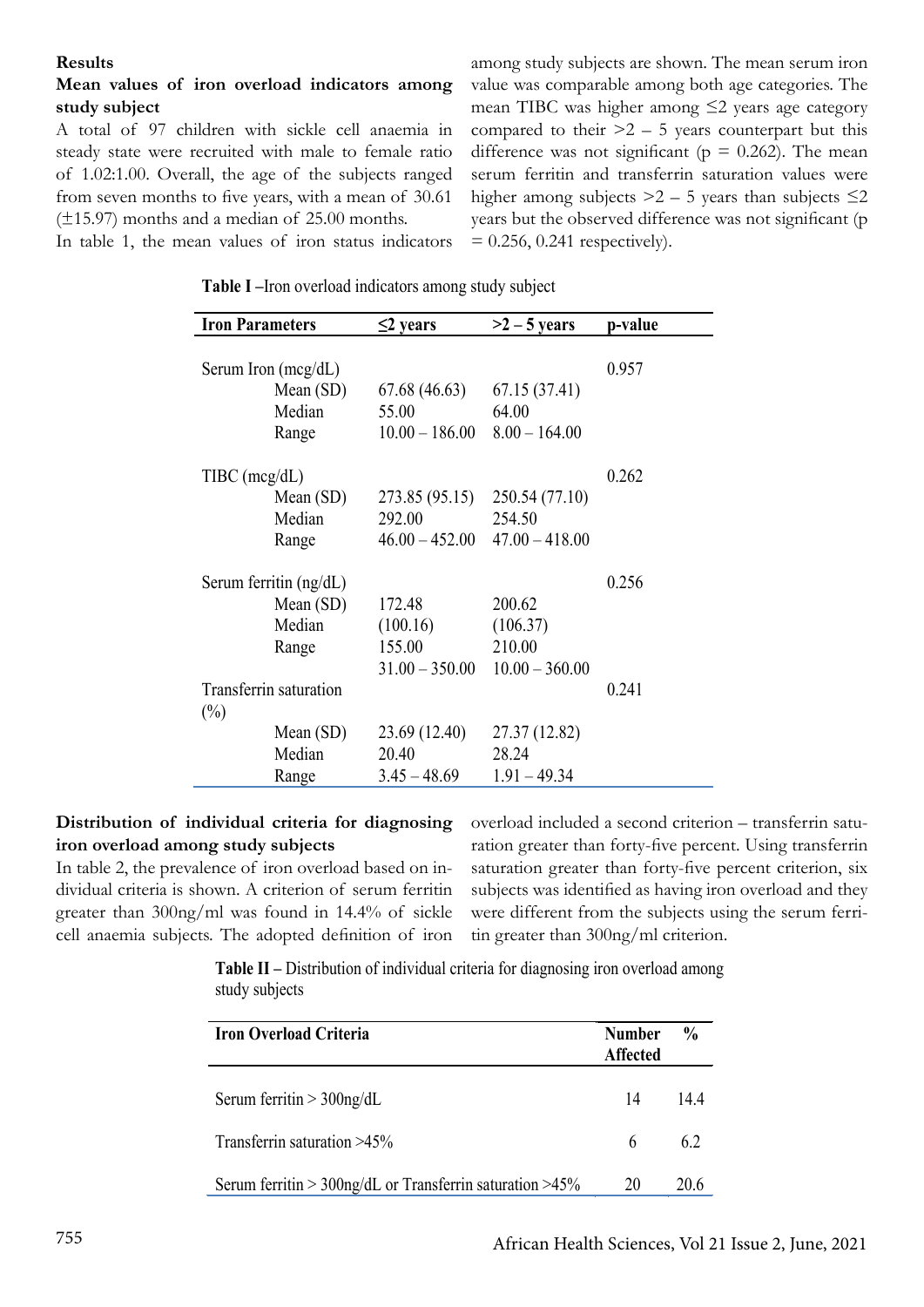## Results

### Mean values of iron overload indicators among study subject

A total of 97 children with sickle cell anaemia in steady state were recruited with male to female ratio of 1.02:1.00. Overall, the age of the subjects ranged from seven months to five years, with a mean of 30.61 (±15.97) months and a median of 25.00 months.

In table 1, the mean values of iron status indicators among study subjects are shown. The mean serum iron value was comparable among both age categories. The mean TIBC was higher among ≤2 years age category compared to their >2 – 5 years counterpart but this difference was not significant (p = 0.262). The mean serum ferritin and transferrin saturation values were higher among subjects >2 – 5 years than subjects ≤2 years but the observed difference was not significant (p = 0.256, 0.241 respectively).

**Table I** –Iron overload indicators among study subject

| Iron Parameters | ≤2 years | >2 – 5 years | p-value |
|---|---|---|---|
| Serum Iron (mcg/dL) | | | 0.957 |
| Mean (SD) | 67.68 (46.63) | 67.15 (37.41) | |
| Median | 55.00 | 64.00 | |
| Range | 10.00 – 186.00 | 8.00 – 164.00 | |
| TIBC (mcg/dL) | | | 0.262 |
| Mean (SD) | 273.85 (95.15) | 250.54 (77.10) | |
| Median | 292.00 | 254.50 | |
| Range | 46.00 – 452.00 | 47.00 – 418.00 | |
| Serum ferritin (ng/dL) | | | 0.256 |
| Mean (SD) | 172.48 | 200.62 | |
| Median | (100.16) | (106.37) | |
| Range | 155.00 | 210.00 | |
| | 31.00 – 350.00 | 10.00 – 360.00 | |
| Transferrin saturation (%) | | | 0.241 |
| Mean (SD) | 23.69 (12.40) | 27.37 (12.82) | |
| Median | 20.40 | 28.24 | |
| Range | 3.45 – 48.69 | 1.91 – 49.34 | |

### Distribution of individual criteria for diagnosing iron overload among study subjects

In table 2, the prevalence of iron overload based on individual criteria is shown. A criterion of serum ferritin greater than 300ng/ml was found in 14.4% of sickle cell anaemia subjects. The adopted definition of iron overload included a second criterion – transferrin saturation greater than forty-five percent. Using transferrin saturation greater than forty-five percent criterion, six subjects was identified as having iron overload and they were different from the subjects using the serum ferritin greater than 300ng/ml criterion.

**Table II** – Distribution of individual criteria for diagnosing iron overload among study subjects

| Iron Overload Criteria | Number Affected | % |
|---|---|---|
| Serum ferritin > 300ng/dL | 14 | 14.4 |
| Transferrin saturation >45% | 6 | 6.2 |
| Serum ferritin > 300ng/dL or Transferrin saturation >45% | 20 | 20.6 |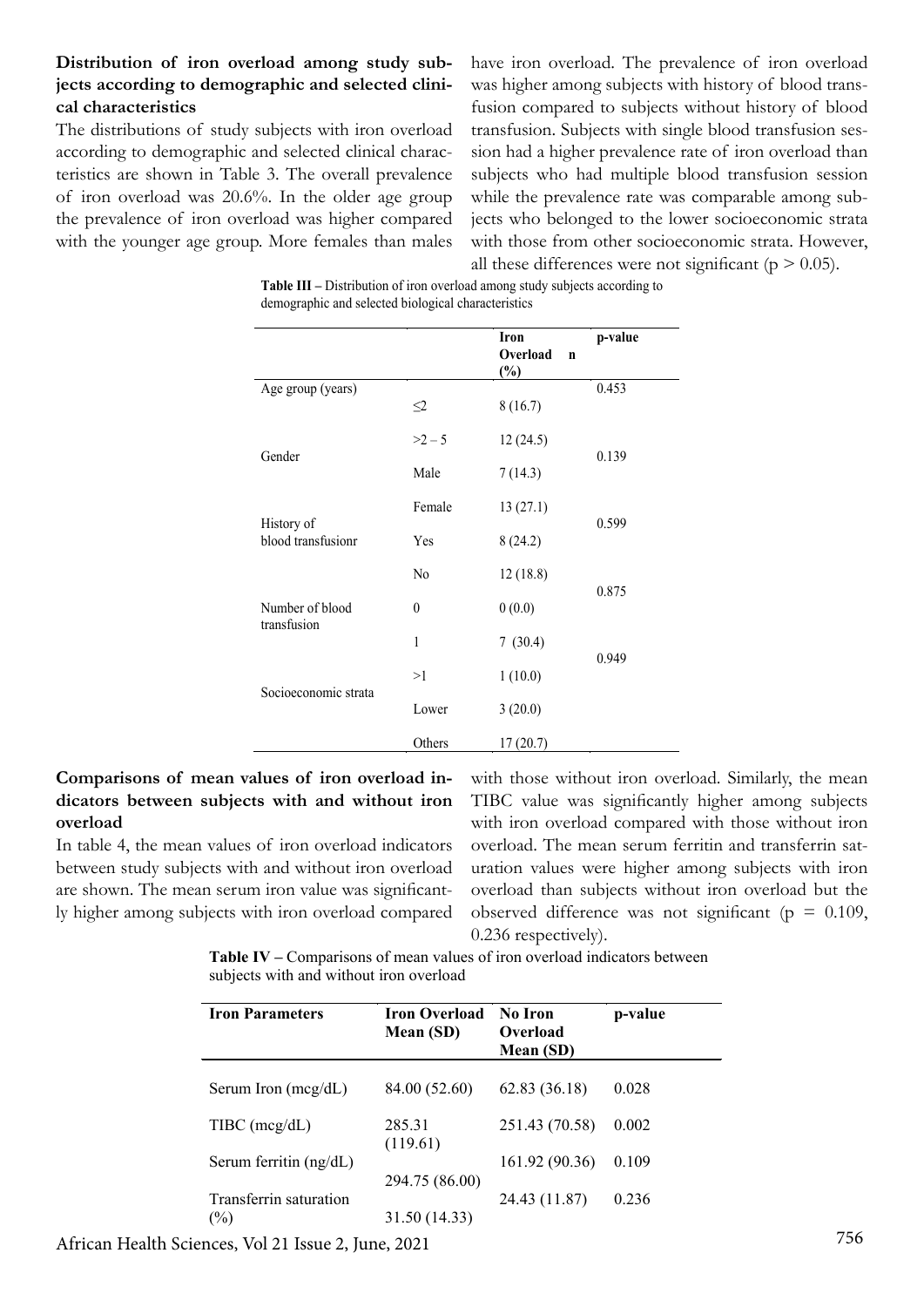**Distribution of iron overload among study subjects according to demographic and selected clinical characteristics**

The distributions of study subjects with iron overload according to demographic and selected clinical characteristics are shown in Table 3. The overall prevalence of iron overload was 20.6%. In the older age group the prevalence of iron overload was higher compared with the younger age group. More females than males have iron overload. The prevalence of iron overload was higher among subjects with history of blood transfusion compared to subjects without history of blood transfusion. Subjects with single blood transfusion session had a higher prevalence rate of iron overload than subjects who had multiple blood transfusion session while the prevalence rate was comparable among subjects who belonged to the lower socioeconomic strata with those from other socioeconomic strata. However, all these differences were not significant ($p > 0.05$).

**Table III** – Distribution of iron overload among study subjects according to demographic and selected biological characteristics

| | | Iron Overload n (%) | p-value |
|---|---|---|---|
| Age group (years) | | | 0.453 |
| | ≤2 | 8 (16.7) | |
| | >2 – 5 | 12 (24.5) | |
| Gender | | | 0.139 |
| | Male | 7 (14.3) | |
| | Female | 13 (27.1) | |
| History of blood transfusionr | | | 0.599 |
| | Yes | 8 (24.2) | |
| | No | 12 (18.8) | |
| Number of blood transfusion | | | 0.875 |
| | 0 | 0 (0.0) | |
| | 1 | 7 (30.4) | |
| | >1 | 1 (10.0) | |
| Socioeconomic strata | | | 0.949 |
| | Lower | 3 (20.0) | |
| | Others | 17 (20.7) | |

**Comparisons of mean values of iron overload indicators between subjects with and without iron overload**

In table 4, the mean values of iron overload indicators between study subjects with and without iron overload are shown. The mean serum iron value was significantly higher among subjects with iron overload compared with those without iron overload. Similarly, the mean TIBC value was significantly higher among subjects with iron overload compared with those without iron overload. The mean serum ferritin and transferrin saturation values were higher among subjects with iron overload than subjects without iron overload but the observed difference was not significant ($p = 0.109$, $0.236$ respectively).

**Table IV** – Comparisons of mean values of iron overload indicators between subjects with and without iron overload

| Iron Parameters | Iron Overload Mean (SD) | No Iron Overload Mean (SD) | p-value |
|---|---|---|---|
| Serum Iron (mcg/dL) | 84.00 (52.60) | 62.83 (36.18) | 0.028 |
| TIBC (mcg/dL) | 285.31 (119.61) | 251.43 (70.58) | 0.002 |
| Serum ferritin (ng/dL) | 294.75 (86.00) | 161.92 (90.36) | 0.109 |
| Transferrin saturation (%) | 31.50 (14.33) | 24.43 (11.87) | 0.236 |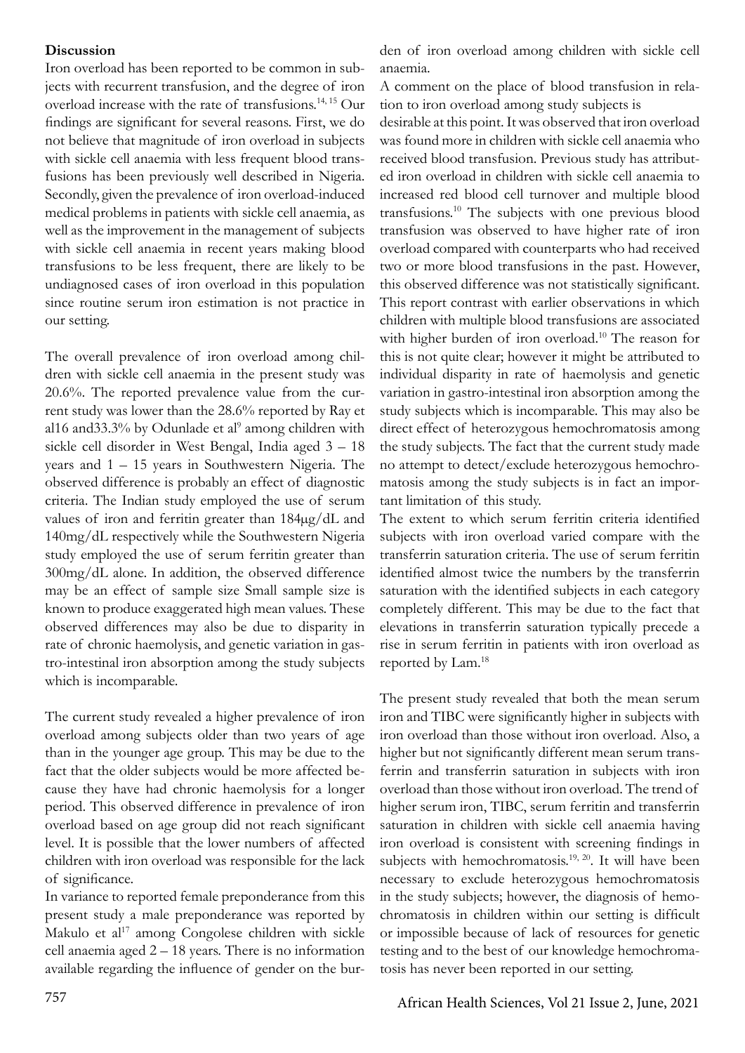**Discussion**

Iron overload has been reported to be common in subjects with recurrent transfusion, and the degree of iron overload increase with the rate of transfusions.[14, 15] Our findings are significant for several reasons. First, we do not believe that magnitude of iron overload in subjects with sickle cell anaemia with less frequent blood transfusions has been previously well described in Nigeria. Secondly, given the prevalence of iron overload-induced medical problems in patients with sickle cell anaemia, as well as the improvement in the management of subjects with sickle cell anaemia in recent years making blood transfusions to be less frequent, there are likely to be undiagnosed cases of iron overload in this population since routine serum iron estimation is not practice in our setting.

The overall prevalence of iron overload among children with sickle cell anaemia in the present study was 20.6%. The reported prevalence value from the current study was lower than the 28.6% reported by Ray et al16 and33.3% by Odunlade et al[9] among children with sickle cell disorder in West Bengal, India aged 3 – 18 years and 1 – 15 years in Southwestern Nigeria. The observed difference is probably an effect of diagnostic criteria. The Indian study employed the use of serum values of iron and ferritin greater than 184μg/dL and 140mg/dL respectively while the Southwestern Nigeria study employed the use of serum ferritin greater than 300mg/dL alone. In addition, the observed difference may be an effect of sample size Small sample size is known to produce exaggerated high mean values. These observed differences may also be due to disparity in rate of chronic haemolysis, and genetic variation in gastro-intestinal iron absorption among the study subjects which is incomparable.

The current study revealed a higher prevalence of iron overload among subjects older than two years of age than in the younger age group. This may be due to the fact that the older subjects would be more affected because they have had chronic haemolysis for a longer period. This observed difference in prevalence of iron overload based on age group did not reach significant level. It is possible that the lower numbers of affected children with iron overload was responsible for the lack of significance.

In variance to reported female preponderance from this present study a male preponderance was reported by Makulo et al[17] among Congolese children with sickle cell anaemia aged 2 – 18 years. There is no information available regarding the influence of gender on the burden of iron overload among children with sickle cell anaemia.

A comment on the place of blood transfusion in relation to iron overload among study subjects is desirable at this point. It was observed that iron overload was found more in children with sickle cell anaemia who received blood transfusion. Previous study has attributed iron overload in children with sickle cell anaemia to increased red blood cell turnover and multiple blood transfusions.[10] The subjects with one previous blood transfusion was observed to have higher rate of iron overload compared with counterparts who had received two or more blood transfusions in the past. However, this observed difference was not statistically significant. This report contrast with earlier observations in which children with multiple blood transfusions are associated with higher burden of iron overload.[10] The reason for this is not quite clear; however it might be attributed to individual disparity in rate of haemolysis and genetic variation in gastro-intestinal iron absorption among the study subjects which is incomparable. This may also be direct effect of heterozygous hemochromatosis among the study subjects. The fact that the current study made no attempt to detect/exclude heterozygous hemochromatosis among the study subjects is in fact an important limitation of this study.

The extent to which serum ferritin criteria identified subjects with iron overload varied compare with the transferrin saturation criteria. The use of serum ferritin identified almost twice the numbers by the transferrin saturation with the identified subjects in each category completely different. This may be due to the fact that elevations in transferrin saturation typically precede a rise in serum ferritin in patients with iron overload as reported by Lam.[18]

The present study revealed that both the mean serum iron and TIBC were significantly higher in subjects with iron overload than those without iron overload. Also, a higher but not significantly different mean serum transferrin and transferrin saturation in subjects with iron overload than those without iron overload. The trend of higher serum iron, TIBC, serum ferritin and transferrin saturation in children with sickle cell anaemia having iron overload is consistent with screening findings in subjects with hemochromatosis.[19, 20]. It will have been necessary to exclude heterozygous hemochromatosis in the study subjects; however, the diagnosis of hemochromatosis in children within our setting is difficult or impossible because of lack of resources for genetic testing and to the best of our knowledge hemochromatosis has never been reported in our setting.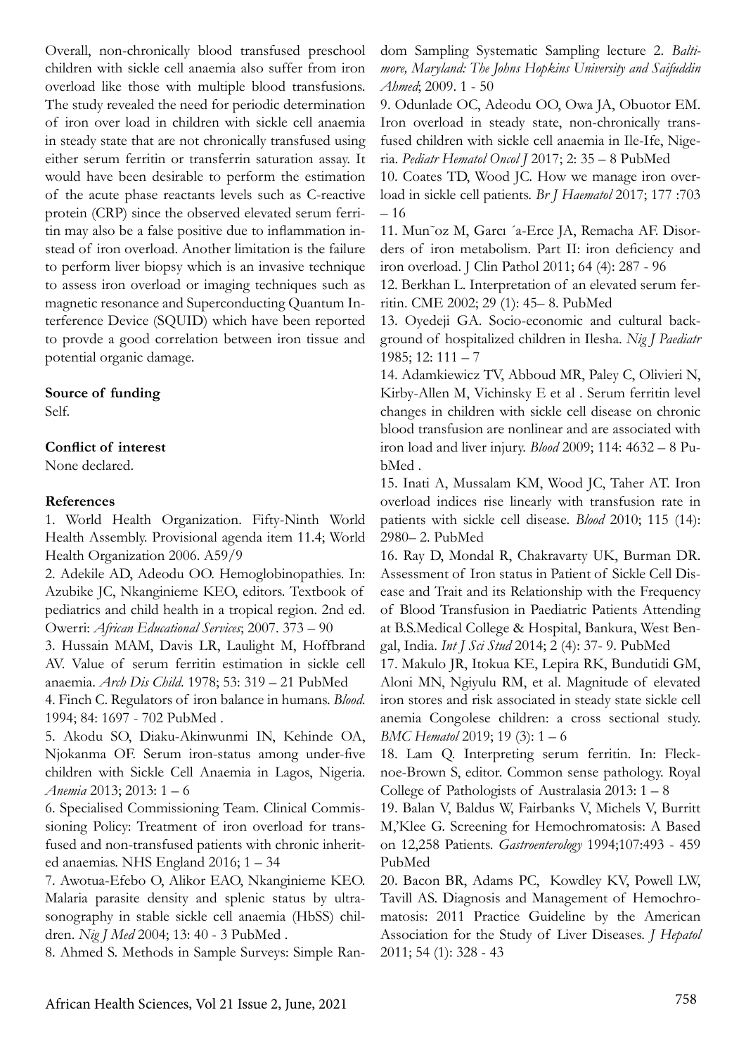Overall, non-chronically blood transfused preschool children with sickle cell anaemia also suffer from iron overload like those with multiple blood transfusions. The study revealed the need for periodic determination of iron over load in children with sickle cell anaemia in steady state that are not chronically transfused using either serum ferritin or transferrin saturation assay. It would have been desirable to perform the estimation of the acute phase reactants levels such as C-reactive protein (CRP) since the observed elevated serum ferritin may also be a false positive due to inflammation instead of iron overload. Another limitation is the failure to perform liver biopsy which is an invasive technique to assess iron overload or imaging techniques such as magnetic resonance and Superconducting Quantum Interference Device (SQUID) which have been reported to provde a good correlation between iron tissue and potential organic damage.

**Source of funding**

Self.

**Conflict of interest**

None declared.

**References**

1. World Health Organization. Fifty-Ninth World Health Assembly. Provisional agenda item 11.4; World Health Organization 2006. A59/9
2. Adekile AD, Adeodu OO. Hemoglobinopathies. In: Azubike JC, Nkanginieme KEO, editors. Textbook of pediatrics and child health in a tropical region. 2nd ed. Owerri: *African Educational Services*; 2007. 373 – 90
3. Hussain MAM, Davis LR, Laulight M, Hoffbrand AV. Value of serum ferritin estimation in sickle cell anaemia. *Arch Dis Child*. 1978; 53: 319 – 21 PubMed
4. Finch C. Regulators of iron balance in humans. *Blood*. 1994; 84: 1697 - 702 PubMed .
5. Akodu SO, Diaku-Akinwunmi IN, Kehinde OA, Njokanma OF. Serum iron-status among under-five children with Sickle Cell Anaemia in Lagos, Nigeria. *Anemia* 2013; 2013: 1 – 6
6. Specialised Commissioning Team. Clinical Commissioning Policy: Treatment of iron overload for transfused and non-transfused patients with chronic inherited anaemias. NHS England 2016; 1 – 34
7. Awotua-Efebo O, Alikor EAO, Nkanginieme KEO. Malaria parasite density and splenic status by ultrasonography in stable sickle cell anaemia (HbSS) children. *Nig J Med* 2004; 13: 40 - 3 PubMed .
8. Ahmed S. Methods in Sample Surveys: Simple Random Sampling Systematic Sampling lecture 2. *Baltimore, Maryland: The Johns Hopkins University and Saifuddin Ahmed*; 2009. 1 - 50
9. Odunlade OC, Adeodu OO, Owa JA, Obuotor EM. Iron overload in steady state, non-chronically transfused children with sickle cell anaemia in Ile-Ife, Nigeria. *Pediatr Hematol Oncol J* 2017; 2: 35 – 8 PubMed
10. Coates TD, Wood JC. How we manage iron overload in sickle cell patients. *Br J Haematol* 2017; 177 :703 – 16
11. Mun˜oz M, Garcı ´a-Erce JA, Remacha AF. Disorders of iron metabolism. Part II: iron deficiency and iron overload. J Clin Pathol 2011; 64 (4): 287 - 96
12. Berkhan L. Interpretation of an elevated serum ferritin. CME 2002; 29 (1): 45– 8. PubMed
13. Oyedeji GA. Socio-economic and cultural background of hospitalized children in Ilesha. *Nig J Paediatr* 1985; 12: 111 – 7
14. Adamkiewicz TV, Abboud MR, Paley C, Olivieri N, Kirby-Allen M, Vichinsky E et al . Serum ferritin level changes in children with sickle cell disease on chronic blood transfusion are nonlinear and are associated with iron load and liver injury. *Blood* 2009; 114: 4632 – 8 PubMed .
15. Inati A, Mussalam KM, Wood JC, Taher AT. Iron overload indices rise linearly with transfusion rate in patients with sickle cell disease. *Blood* 2010; 115 (14): 2980– 2. PubMed
16. Ray D, Mondal R, Chakravarty UK, Burman DR. Assessment of Iron status in Patient of Sickle Cell Disease and Trait and its Relationship with the Frequency of Blood Transfusion in Paediatric Patients Attending at B.S.Medical College & Hospital, Bankura, West Bengal, India. *Int J Sci Stud* 2014; 2 (4): 37- 9. PubMed
17. Makulo JR, Itokua KE, Lepira RK, Bundutidi GM, Aloni MN, Ngiyulu RM, et al. Magnitude of elevated iron stores and risk associated in steady state sickle cell anemia Congolese children: a cross sectional study. *BMC Hematol* 2019; 19 (3): 1 – 6
18. Lam Q. Interpreting serum ferritin. In: Flecknoe-Brown S, editor. Common sense pathology. Royal College of Pathologists of Australasia 2013: 1 – 8
19. Balan V, Baldus W, Fairbanks V, Michels V, Burritt M,'Klee G. Screening for Hemochromatosis: A Based on 12,258 Patients. *Gastroenterology* 1994;107:493 - 459 PubMed
20. Bacon BR, Adams PC, Kowdley KV, Powell LW, Tavill AS. Diagnosis and Management of Hemochromatosis: 2011 Practice Guideline by the American Association for the Study of Liver Diseases. *J Hepatol* 2011; 54 (1): 328 - 43